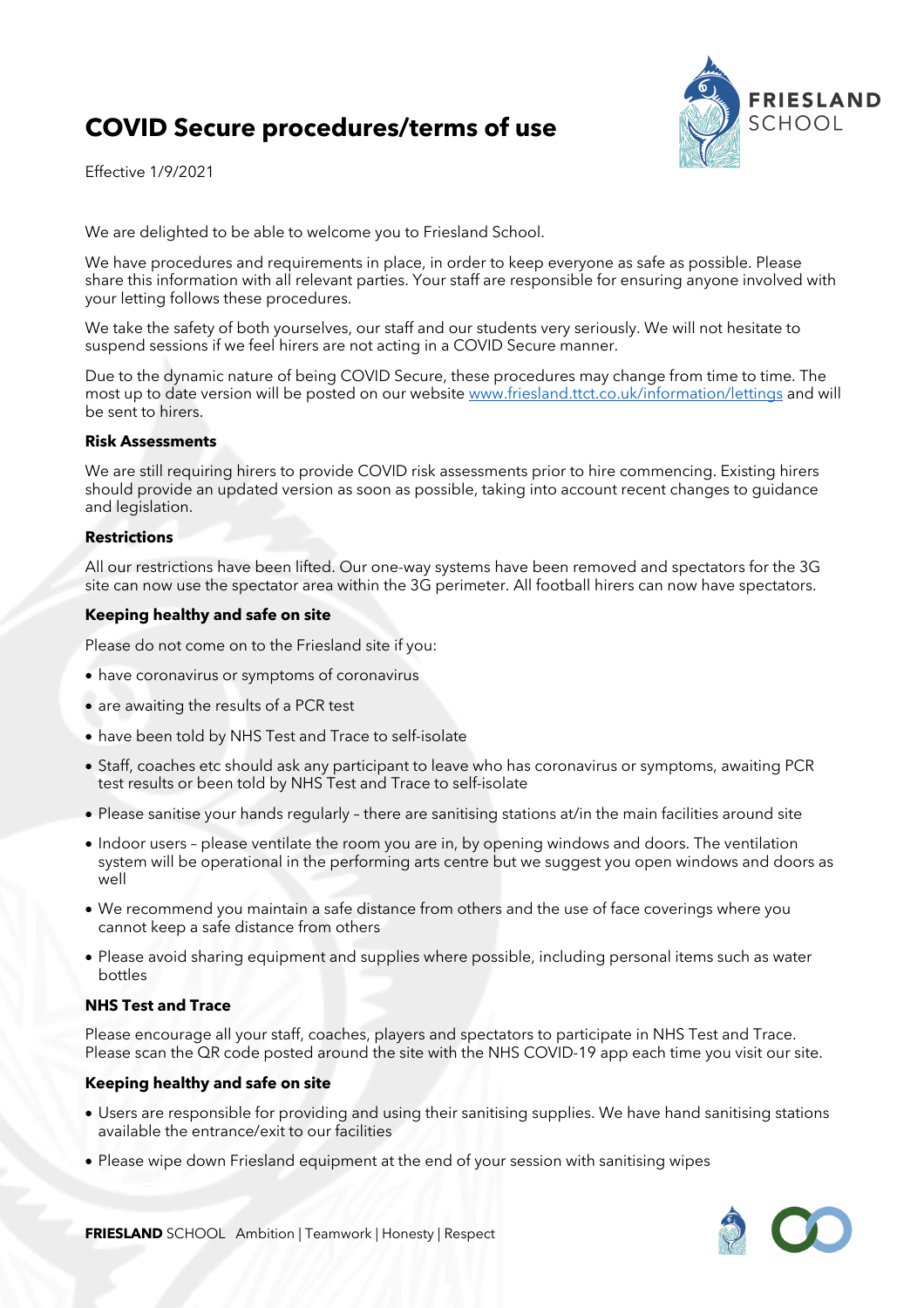# COVID Secure procedures/terms of use

Effective 1/9/2021

We are delighted to be able to welcome you to Friesland School.

We have procedures and requirements in place, in order to keep everyone as safe as possible. Please share this information with all relevant parties. Your staff are responsible for ensuring anyone involved with your letting follows these procedures.

We take the safety of both yourselves, our staff and our students very seriously. We will not hesitate to suspend sessions if we feel hirers are not acting in a COVID Secure manner.

Due to the dynamic nature of being COVID Secure, these procedures may change from time to time. The most up to date version will be posted on our website [www.friesland.ttct.co.uk/information/lettings](www.friesland.ttct.co.uk/information/lettings) and will be sent to hirers.

**Risk Assessments**

We are still requiring hirers to provide COVID risk assessments prior to hire commencing. Existing hirers should provide an updated version as soon as possible, taking into account recent changes to guidance and legislation.

**Restrictions**

All our restrictions have been lifted. Our one-way systems have been removed and spectators for the 3G site can now use the spectator area within the 3G perimeter. All football hirers can now have spectators.

**Keeping healthy and safe on site**

Please do not come on to the Friesland site if you:

- have coronavirus or symptoms of coronavirus
- are awaiting the results of a PCR test
- have been told by NHS Test and Trace to self-isolate
- Staff, coaches etc should ask any participant to leave who has coronavirus or symptoms, awaiting PCR test results or been told by NHS Test and Trace to self-isolate
- Please sanitise your hands regularly – there are sanitising stations at/in the main facilities around site
- Indoor users – please ventilate the room you are in, by opening windows and doors. The ventilation system will be operational in the performing arts centre but we suggest you open windows and doors as well
- We recommend you maintain a safe distance from others and the use of face coverings where you cannot keep a safe distance from others
- Please avoid sharing equipment and supplies where possible, including personal items such as water bottles

**NHS Test and Trace**

Please encourage all your staff, coaches, players and spectators to participate in NHS Test and Trace. Please scan the QR code posted around the site with the NHS COVID-19 app each time you visit our site.

**Keeping healthy and safe on site**

- Users are responsible for providing and using their sanitising supplies. We have hand sanitising stations available the entrance/exit to our facilities
- Please wipe down Friesland equipment at the end of your session with sanitising wipes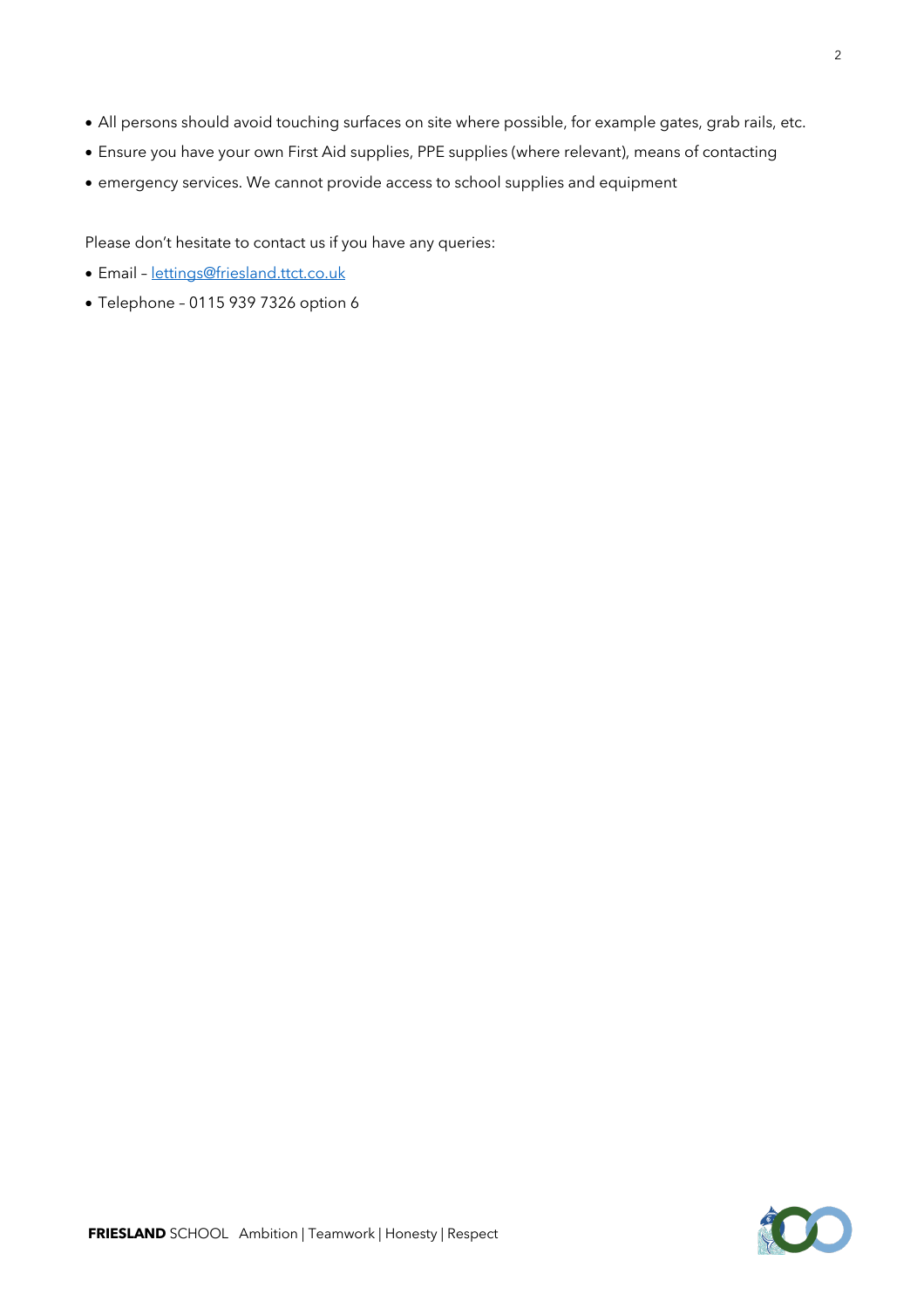- All persons should avoid touching surfaces on site where possible, for example gates, grab rails, etc.
- Ensure you have your own First Aid supplies, PPE supplies (where relevant), means of contacting
- emergency services. We cannot provide access to school supplies and equipment

Please don't hesitate to contact us if you have any queries:

- Email – lettings@friesland.ttct.co.uk
- Telephone – 0115 939 7326 option 6